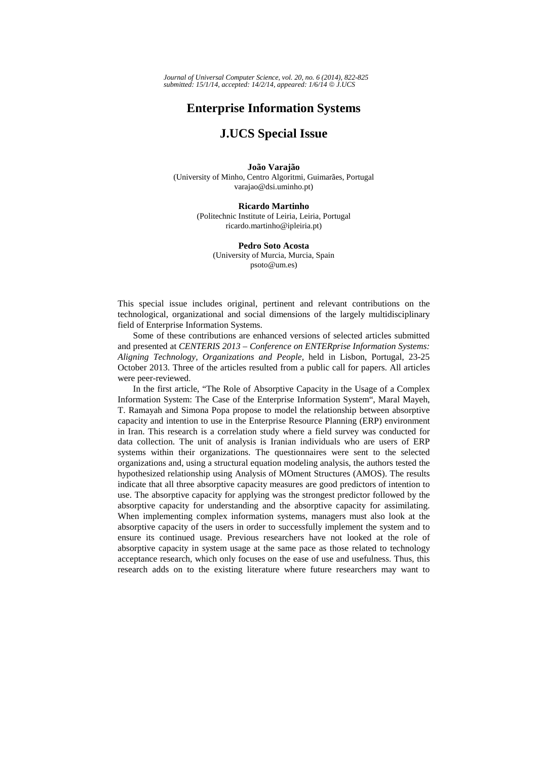# Enterprise Information Systems

# J.UCS Special Issue

**João Varajão**
(University of Minho, Centro Algoritmi, Guimarães, Portugal
varajao@dsi.uminho.pt)

**Ricardo Martinho**
(Politechnic Institute of Leiria, Leiria, Portugal
ricardo.martinho@ipleiria.pt)

**Pedro Soto Acosta**
(University of Murcia, Murcia, Spain
psoto@um.es)

This special issue includes original, pertinent and relevant contributions on the technological, organizational and social dimensions of the largely multidisciplinary field of Enterprise Information Systems.

Some of these contributions are enhanced versions of selected articles submitted and presented at *CENTERIS 2013 – Conference on ENTERprise Information Systems: Aligning Technology, Organizations and People*, held in Lisbon, Portugal, 23-25 October 2013. Three of the articles resulted from a public call for papers. All articles were peer-reviewed.

In the first article, "The Role of Absorptive Capacity in the Usage of a Complex Information System: The Case of the Enterprise Information System", Maral Mayeh, T. Ramayah and Simona Popa propose to model the relationship between absorptive capacity and intention to use in the Enterprise Resource Planning (ERP) environment in Iran. This research is a correlation study where a field survey was conducted for data collection. The unit of analysis is Iranian individuals who are users of ERP systems within their organizations. The questionnaires were sent to the selected organizations and, using a structural equation modeling analysis, the authors tested the hypothesized relationship using Analysis of MOment Structures (AMOS). The results indicate that all three absorptive capacity measures are good predictors of intention to use. The absorptive capacity for applying was the strongest predictor followed by the absorptive capacity for understanding and the absorptive capacity for assimilating. When implementing complex information systems, managers must also look at the absorptive capacity of the users in order to successfully implement the system and to ensure its continued usage. Previous researchers have not looked at the role of absorptive capacity in system usage at the same pace as those related to technology acceptance research, which only focuses on the ease of use and usefulness. Thus, this research adds on to the existing literature where future researchers may want to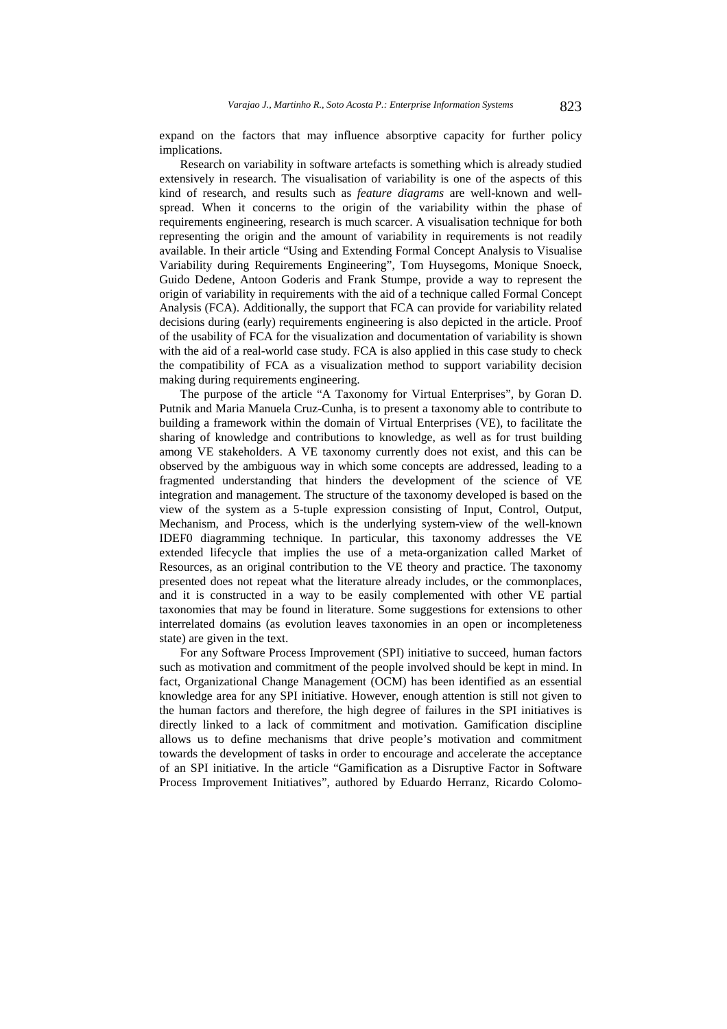expand on the factors that may influence absorptive capacity for further policy implications.

Research on variability in software artefacts is something which is already studied extensively in research. The visualisation of variability is one of the aspects of this kind of research, and results such as *feature diagrams* are well-known and well-spread. When it concerns to the origin of the variability within the phase of requirements engineering, research is much scarcer. A visualisation technique for both representing the origin and the amount of variability in requirements is not readily available. In their article "Using and Extending Formal Concept Analysis to Visualise Variability during Requirements Engineering", Tom Huysegoms, Monique Snoeck, Guido Dedene, Antoon Goderis and Frank Stumpe, provide a way to represent the origin of variability in requirements with the aid of a technique called Formal Concept Analysis (FCA). Additionally, the support that FCA can provide for variability related decisions during (early) requirements engineering is also depicted in the article. Proof of the usability of FCA for the visualization and documentation of variability is shown with the aid of a real-world case study. FCA is also applied in this case study to check the compatibility of FCA as a visualization method to support variability decision making during requirements engineering.

The purpose of the article "A Taxonomy for Virtual Enterprises", by Goran D. Putnik and Maria Manuela Cruz-Cunha, is to present a taxonomy able to contribute to building a framework within the domain of Virtual Enterprises (VE), to facilitate the sharing of knowledge and contributions to knowledge, as well as for trust building among VE stakeholders. A VE taxonomy currently does not exist, and this can be observed by the ambiguous way in which some concepts are addressed, leading to a fragmented understanding that hinders the development of the science of VE integration and management. The structure of the taxonomy developed is based on the view of the system as a 5-tuple expression consisting of Input, Control, Output, Mechanism, and Process, which is the underlying system-view of the well-known IDEF0 diagramming technique. In particular, this taxonomy addresses the VE extended lifecycle that implies the use of a meta-organization called Market of Resources, as an original contribution to the VE theory and practice. The taxonomy presented does not repeat what the literature already includes, or the commonplaces, and it is constructed in a way to be easily complemented with other VE partial taxonomies that may be found in literature. Some suggestions for extensions to other interrelated domains (as evolution leaves taxonomies in an open or incompleteness state) are given in the text.

For any Software Process Improvement (SPI) initiative to succeed, human factors such as motivation and commitment of the people involved should be kept in mind. In fact, Organizational Change Management (OCM) has been identified as an essential knowledge area for any SPI initiative. However, enough attention is still not given to the human factors and therefore, the high degree of failures in the SPI initiatives is directly linked to a lack of commitment and motivation. Gamification discipline allows us to define mechanisms that drive people's motivation and commitment towards the development of tasks in order to encourage and accelerate the acceptance of an SPI initiative. In the article "Gamification as a Disruptive Factor in Software Process Improvement Initiatives", authored by Eduardo Herranz, Ricardo Colomo-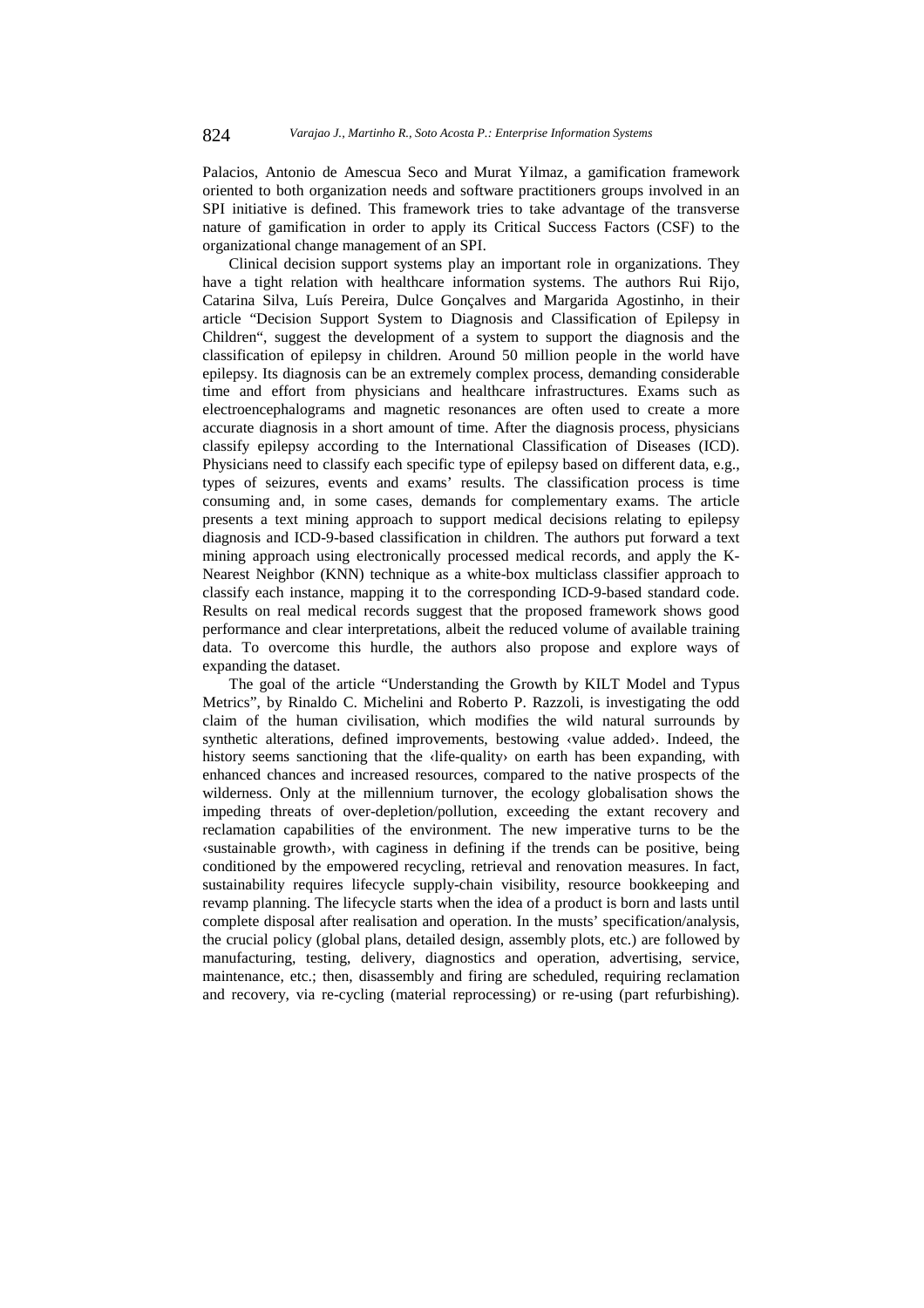Palacios, Antonio de Amescua Seco and Murat Yilmaz, a gamification framework oriented to both organization needs and software practitioners groups involved in an SPI initiative is defined. This framework tries to take advantage of the transverse nature of gamification in order to apply its Critical Success Factors (CSF) to the organizational change management of an SPI.

Clinical decision support systems play an important role in organizations. They have a tight relation with healthcare information systems. The authors Rui Rijo, Catarina Silva, Luís Pereira, Dulce Gonçalves and Margarida Agostinho, in their article "Decision Support System to Diagnosis and Classification of Epilepsy in Children", suggest the development of a system to support the diagnosis and the classification of epilepsy in children. Around 50 million people in the world have epilepsy. Its diagnosis can be an extremely complex process, demanding considerable time and effort from physicians and healthcare infrastructures. Exams such as electroencephalograms and magnetic resonances are often used to create a more accurate diagnosis in a short amount of time. After the diagnosis process, physicians classify epilepsy according to the International Classification of Diseases (ICD). Physicians need to classify each specific type of epilepsy based on different data, e.g., types of seizures, events and exams' results. The classification process is time consuming and, in some cases, demands for complementary exams. The article presents a text mining approach to support medical decisions relating to epilepsy diagnosis and ICD-9-based classification in children. The authors put forward a text mining approach using electronically processed medical records, and apply the K-Nearest Neighbor (KNN) technique as a white-box multiclass classifier approach to classify each instance, mapping it to the corresponding ICD-9-based standard code. Results on real medical records suggest that the proposed framework shows good performance and clear interpretations, albeit the reduced volume of available training data. To overcome this hurdle, the authors also propose and explore ways of expanding the dataset.

The goal of the article "Understanding the Growth by KILT Model and Typus Metrics", by Rinaldo C. Michelini and Roberto P. Razzoli, is investigating the odd claim of the human civilisation, which modifies the wild natural surrounds by synthetic alterations, defined improvements, bestowing ‹value added›. Indeed, the history seems sanctioning that the ‹life-quality› on earth has been expanding, with enhanced chances and increased resources, compared to the native prospects of the wilderness. Only at the millennium turnover, the ecology globalisation shows the impeding threats of over-depletion/pollution, exceeding the extant recovery and reclamation capabilities of the environment. The new imperative turns to be the ‹sustainable growth›, with caginess in defining if the trends can be positive, being conditioned by the empowered recycling, retrieval and renovation measures. In fact, sustainability requires lifecycle supply-chain visibility, resource bookkeeping and revamp planning. The lifecycle starts when the idea of a product is born and lasts until complete disposal after realisation and operation. In the musts' specification/analysis, the crucial policy (global plans, detailed design, assembly plots, etc.) are followed by manufacturing, testing, delivery, diagnostics and operation, advertising, service, maintenance, etc.; then, disassembly and firing are scheduled, requiring reclamation and recovery, via re-cycling (material reprocessing) or re-using (part refurbishing).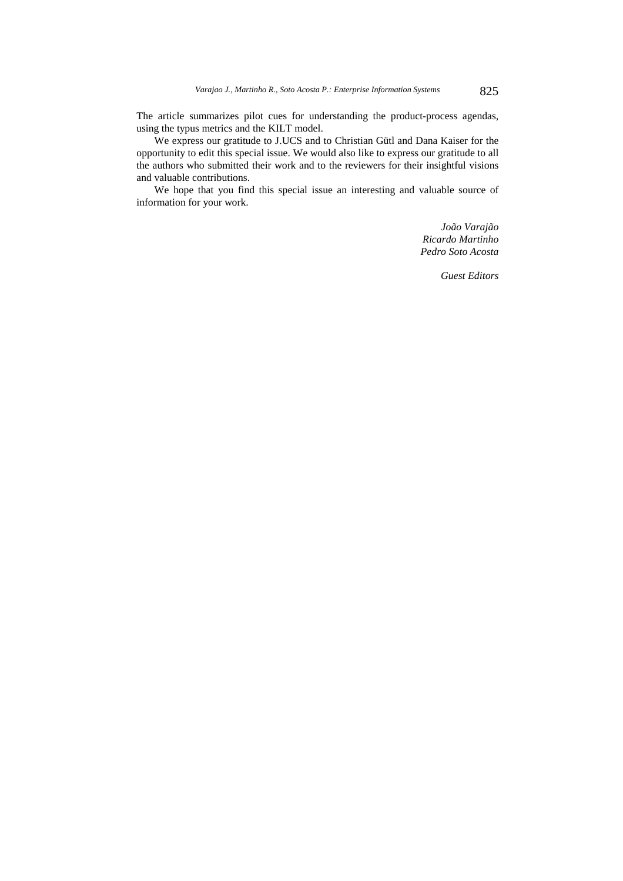The article summarizes pilot cues for understanding the product-process agendas, using the typus metrics and the KILT model.

We express our gratitude to J.UCS and to Christian Gütl and Dana Kaiser for the opportunity to edit this special issue. We would also like to express our gratitude to all the authors who submitted their work and to the reviewers for their insightful visions and valuable contributions.

We hope that you find this special issue an interesting and valuable source of information for your work.

*João Varajão*
*Ricardo Martinho*
*Pedro Soto Acosta*

*Guest Editors*